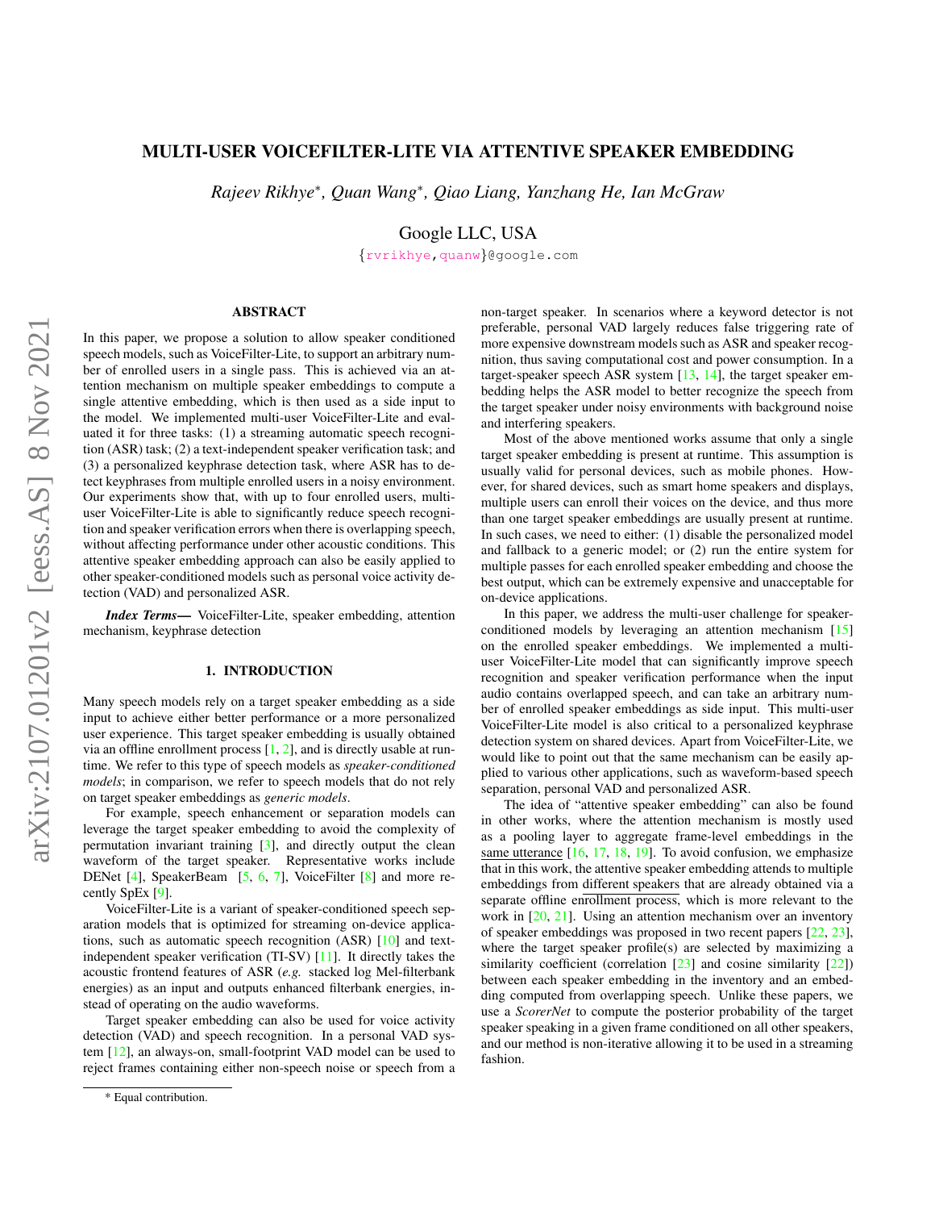# MULTI-USER VOICEFILTER-LITE VIA ATTENTIVE SPEAKER EMBEDDING

*Rajeev Rikhye\*, Quan Wang\*, Qiao Liang, Yanzhang He, Ian McGraw*

Google LLC, USA

{rvrikhye,quanw}@google.com

## ABSTRACT

In this paper, we propose a solution to allow speaker conditioned speech models, such as VoiceFilter-Lite, to support an arbitrary number of enrolled users in a single pass. This is achieved via an attention mechanism on multiple speaker embeddings to compute a single attentive embedding, which is then used as a side input to the model. We implemented multi-user VoiceFilter-Lite and evaluated it for three tasks: (1) a streaming automatic speech recognition (ASR) task; (2) a text-independent speaker verification task; and (3) a personalized keyphrase detection task, where ASR has to detect keyphrases from multiple enrolled users in a noisy environment. Our experiments show that, with up to four enrolled users, multi-user VoiceFilter-Lite is able to significantly reduce speech recognition and speaker verification errors when there is overlapping speech, without affecting performance under other acoustic conditions. This attentive speaker embedding approach can also be easily applied to other speaker-conditioned models such as personal voice activity detection (VAD) and personalized ASR.

***Index Terms*—** VoiceFilter-Lite, speaker embedding, attention mechanism, keyphrase detection

## 1. INTRODUCTION

Many speech models rely on a target speaker embedding as a side input to achieve either better performance or a more personalized user experience. This target speaker embedding is usually obtained via an offline enrollment process [1, 2], and is directly usable at runtime. We refer to this type of speech models as *speaker-conditioned models*; in comparison, we refer to speech models that do not rely on target speaker embeddings as *generic models*.

For example, speech enhancement or separation models can leverage the target speaker embedding to avoid the complexity of permutation invariant training [3], and directly output the clean waveform of the target speaker. Representative works include DENet [4], SpeakerBeam [5, 6, 7], VoiceFilter [8] and more recently SpEx [9].

VoiceFilter-Lite is a variant of speaker-conditioned speech separation models that is optimized for streaming on-device applications, such as automatic speech recognition (ASR) [10] and text-independent speaker verification (TI-SV) [11]. It directly takes the acoustic frontend features of ASR (*e.g.* stacked log Mel-filterbank energies) as an input and outputs enhanced filterbank energies, instead of operating on the audio waveforms.

Target speaker embedding can also be used for voice activity detection (VAD) and speech recognition. In a personal VAD system [12], an always-on, small-footprint VAD model can be used to reject frames containing either non-speech noise or speech from a non-target speaker. In scenarios where a keyword detector is not preferable, personal VAD largely reduces false triggering rate of more expensive downstream models such as ASR and speaker recognition, thus saving computational cost and power consumption. In a target-speaker speech ASR system [13, 14], the target speaker embedding helps the ASR model to better recognize the speech from the target speaker under noisy environments with background noise and interfering speakers.

Most of the above mentioned works assume that only a single target speaker embedding is present at runtime. This assumption is usually valid for personal devices, such as mobile phones. However, for shared devices, such as smart home speakers and displays, multiple users can enroll their voices on the device, and thus more than one target speaker embeddings are usually present at runtime. In such cases, we need to either: (1) disable the personalized model and fallback to a generic model; or (2) run the entire system for multiple passes for each enrolled speaker embedding and choose the best output, which can be extremely expensive and unacceptable for on-device applications.

In this paper, we address the multi-user challenge for speaker-conditioned models by leveraging an attention mechanism [15] on the enrolled speaker embeddings. We implemented a multi-user VoiceFilter-Lite model that can significantly improve speech recognition and speaker verification performance when the input audio contains overlapped speech, and can take an arbitrary number of enrolled speaker embeddings as side input. This multi-user VoiceFilter-Lite model is also critical to a personalized keyphrase detection system on shared devices. Apart from VoiceFilter-Lite, we would like to point out that the same mechanism can be easily applied to various other applications, such as waveform-based speech separation, personal VAD and personalized ASR.

The idea of "attentive speaker embedding" can also be found in other works, where the attention mechanism is mostly used as a pooling layer to aggregate frame-level embeddings in the same utterance [16, 17, 18, 19]. To avoid confusion, we emphasize that in this work, the attentive speaker embedding attends to multiple embeddings from different speakers that are already obtained via a separate offline enrollment process, which is more relevant to the work in [20, 21]. Using an attention mechanism over an inventory of speaker embeddings was proposed in two recent papers [22, 23], where the target speaker profile(s) are selected by maximizing a similarity coefficient (correlation [23] and cosine similarity [22]) between each speaker embedding in the inventory and an embedding computed from overlapping speech. Unlike these papers, we use a *ScorerNet* to compute the posterior probability of the target speaker speaking in a given frame conditioned on all other speakers, and our method is non-iterative allowing it to be used in a streaming fashion.

\* Equal contribution.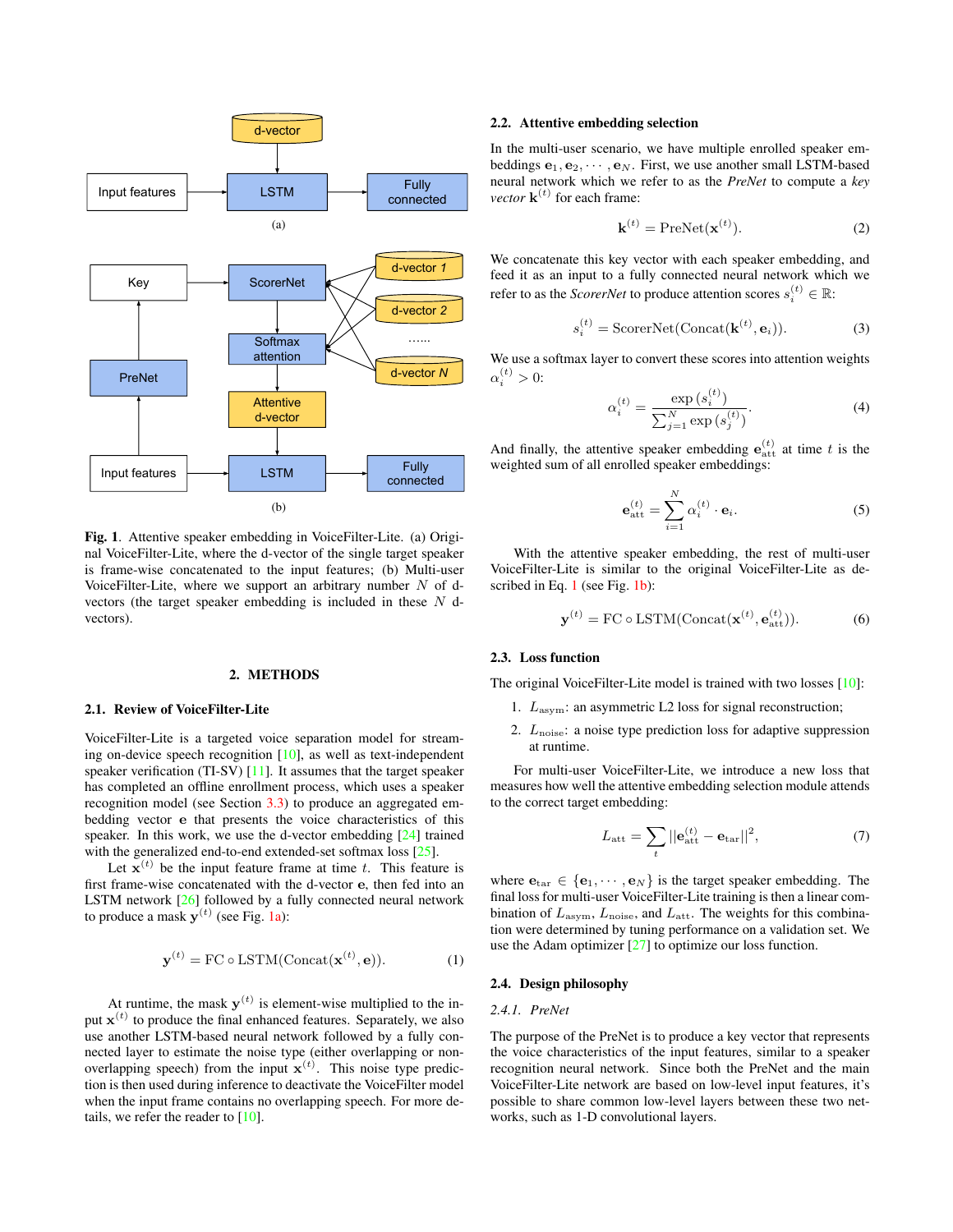Fig. 1. Attentive speaker embedding in VoiceFilter-Lite. (a) Original VoiceFilter-Lite, where the d-vector of the single target speaker is frame-wise concatenated to the input features; (b) Multi-user VoiceFilter-Lite, where we support an arbitrary number $N$ of d-vectors (the target speaker embedding is included in these $N$ d-vectors).

## 2. METHODS

### 2.1. Review of VoiceFilter-Lite

VoiceFilter-Lite is a targeted voice separation model for streaming on-device speech recognition [10], as well as text-independent speaker verification (TI-SV) [11]. It assumes that the target speaker has completed an offline enrollment process, which uses a speaker recognition model (see Section 3.3) to produce an aggregated embedding vector $\mathbf{e}$ that presents the voice characteristics of this speaker. In this work, we use the d-vector embedding [24] trained with the generalized end-to-end extended-set softmax loss [25].

Let $\mathbf{x}^{(t)}$ be the input feature frame at time $t$. This feature is first frame-wise concatenated with the d-vector $\mathbf{e}$, then fed into an LSTM network [26] followed by a fully connected neural network to produce a mask $\mathbf{y}^{(t)}$ (see Fig. 1a):

$$\mathbf{y}^{(t)} = \text{FC} \circ \text{LSTM}(\text{Concat}(\mathbf{x}^{(t)}, \mathbf{e})). \quad (1)$$

At runtime, the mask $\mathbf{y}^{(t)}$ is element-wise multiplied to the input $\mathbf{x}^{(t)}$ to produce the final enhanced features. Separately, we also use another LSTM-based neural network followed by a fully connected layer to estimate the noise type (either overlapping or non-overlapping speech) from the input $\mathbf{x}^{(t)}$. This noise type prediction is then used during inference to deactivate the VoiceFilter model when the input frame contains no overlapping speech. For more details, we refer the reader to [10].

### 2.2. Attentive embedding selection

In the multi-user scenario, we have multiple enrolled speaker embeddings $\mathbf{e}_1, \mathbf{e}_2, \cdots, \mathbf{e}_N$. First, we use another small LSTM-based neural network which we refer to as the *PreNet* to compute a *key vector* $\mathbf{k}^{(t)}$ for each frame:

$$\mathbf{k}^{(t)} = \text{PreNet}(\mathbf{x}^{(t)}). \quad (2)$$

We concatenate this key vector with each speaker embedding, and feed it as an input to a fully connected neural network which we refer to as the *ScorerNet* to produce attention scores $s_i^{(t)} \in \mathbb{R}$:

$$s_i^{(t)} = \text{ScorerNet}(\text{Concat}(\mathbf{k}^{(t)}, \mathbf{e}_i)). \quad (3)$$

We use a softmax layer to convert these scores into attention weights $\alpha_i^{(t)} > 0$:

$$\alpha_i^{(t)} = \frac{\exp(s_i^{(t)})}{\sum_{j=1}^{N} \exp(s_j^{(t)})}. \quad (4)$$

And finally, the attentive speaker embedding $\mathbf{e}_{\text{att}}^{(t)}$ at time $t$ is the weighted sum of all enrolled speaker embeddings:

$$\mathbf{e}_{\text{att}}^{(t)} = \sum_{i=1}^{N} \alpha_i^{(t)} \cdot \mathbf{e}_i. \quad (5)$$

With the attentive speaker embedding, the rest of multi-user VoiceFilter-Lite is similar to the original VoiceFilter-Lite as described in Eq. 1 (see Fig. 1b):

$$\mathbf{y}^{(t)} = \text{FC} \circ \text{LSTM}(\text{Concat}(\mathbf{x}^{(t)}, \mathbf{e}_{\text{att}}^{(t)})). \quad (6)$$

### 2.3. Loss function

The original VoiceFilter-Lite model is trained with two losses [10]:

1. $L_{\text{asym}}$: an asymmetric L2 loss for signal reconstruction;
2. $L_{\text{noise}}$: a noise type prediction loss for adaptive suppression at runtime.

For multi-user VoiceFilter-Lite, we introduce a new loss that measures how well the attentive embedding selection module attends to the correct target embedding:

$$L_{\text{att}} = \sum_t ||\mathbf{e}_{\text{att}}^{(t)} - \mathbf{e}_{\text{tar}}||^2, \quad (7)$$

where $\mathbf{e}_{\text{tar}} \in \{\mathbf{e}_1, \cdots, \mathbf{e}_N\}$ is the target speaker embedding. The final loss for multi-user VoiceFilter-Lite training is then a linear combination of $L_{\text{asym}}$, $L_{\text{noise}}$, and $L_{\text{att}}$. The weights for this combination were determined by tuning performance on a validation set. We use the Adam optimizer [27] to optimize our loss function.

### 2.4. Design philosophy

#### 2.4.1. PreNet

The purpose of the PreNet is to produce a key vector that represents the voice characteristics of the input features, similar to a speaker recognition neural network. Since both the PreNet and the main VoiceFilter-Lite network are based on low-level input features, it's possible to share common low-level layers between these two networks, such as 1-D convolutional layers.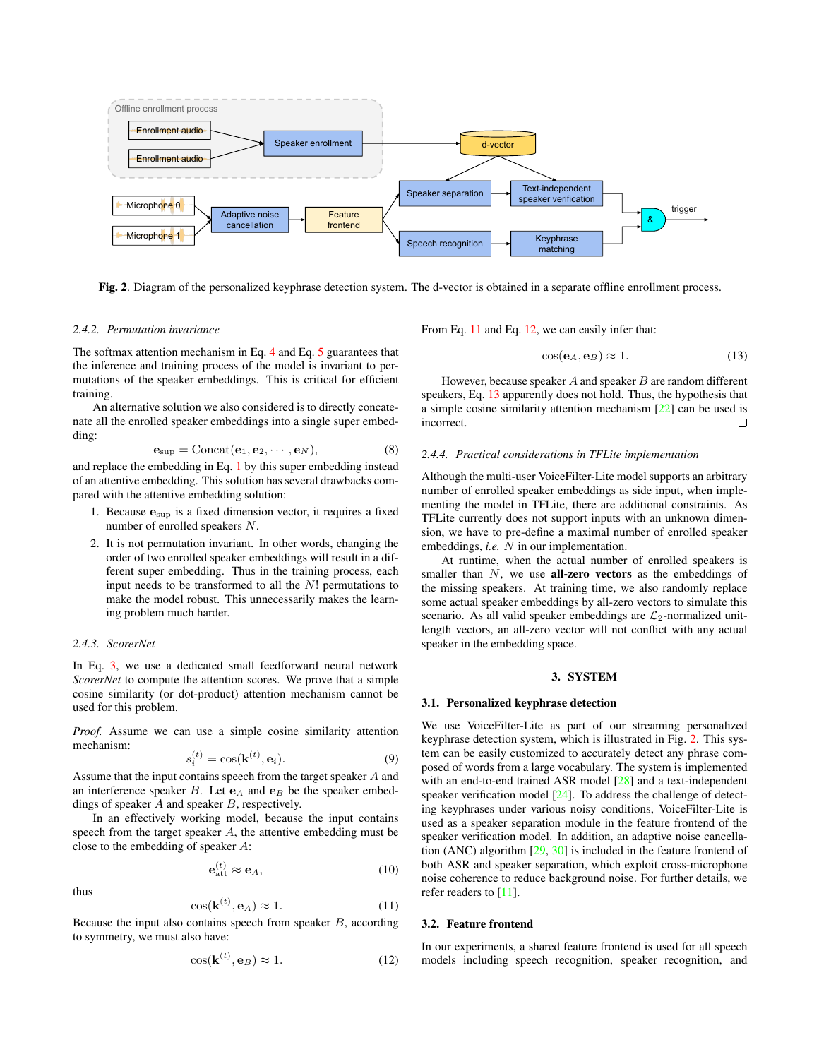Fig. 2. Diagram of the personalized keyphrase detection system. The d-vector is obtained in a separate offline enrollment process.

#### 2.4.2. Permutation invariance

The softmax attention mechanism in Eq. 4 and Eq. 5 guarantees that the inference and training process of the model is invariant to permutations of the speaker embeddings. This is critical for efficient training.

An alternative solution we also considered is to directly concatenate all the enrolled speaker embeddings into a single super embedding:

$$\mathbf{e}_{\text{sup}} = \text{Concat}(\mathbf{e}_1, \mathbf{e}_2, \cdots, \mathbf{e}_N), \tag{8}$$

and replace the embedding in Eq. 1 by this super embedding instead of an attentive embedding. This solution has several drawbacks compared with the attentive embedding solution:

1. Because $\mathbf{e}_{\text{sup}}$ is a fixed dimension vector, it requires a fixed number of enrolled speakers $N$.
2. It is not permutation invariant. In other words, changing the order of two enrolled speaker embeddings will result in a different super embedding. Thus in the training process, each input needs to be transformed to all the $N!$ permutations to make the model robust. This unnecessarily makes the learning problem much harder.

#### 2.4.3. ScorerNet

In Eq. 3, we use a dedicated small feedforward neural network *ScorerNet* to compute the attention scores. We prove that a simple cosine similarity (or dot-product) attention mechanism cannot be used for this problem.

*Proof.* Assume we can use a simple cosine similarity attention mechanism:

$$s_i^{(t)} = \cos(\mathbf{k}^{(t)}, \mathbf{e}_i). \tag{9}$$

Assume that the input contains speech from the target speaker $A$ and an interference speaker $B$. Let $\mathbf{e}_A$ and $\mathbf{e}_B$ be the speaker embeddings of speaker $A$ and speaker $B$, respectively.

In an effectively working model, because the input contains speech from the target speaker $A$, the attentive embedding must be close to the embedding of speaker $A$:

$$\mathbf{e}_{\text{att}}^{(t)} \approx \mathbf{e}_A, \tag{10}$$

thus

$$\cos(\mathbf{k}^{(t)}, \mathbf{e}_A) \approx 1. \tag{11}$$

Because the input also contains speech from speaker $B$, according to symmetry, we must also have:

$$\cos(\mathbf{k}^{(t)}, \mathbf{e}_B) \approx 1. \tag{12}$$

From Eq. 11 and Eq. 12, we can easily infer that:

$$\cos(\mathbf{e}_A, \mathbf{e}_B) \approx 1. \tag{13}$$

However, because speaker $A$ and speaker $B$ are random different speakers, Eq. 13 apparently does not hold. Thus, the hypothesis that a simple cosine similarity attention mechanism [22] can be used is incorrect. □

#### 2.4.4. Practical considerations in TFLite implementation

Although the multi-user VoiceFilter-Lite model supports an arbitrary number of enrolled speaker embeddings as side input, when implementing the model in TFLite, there are additional constraints. As TFLite currently does not support inputs with an unknown dimension, we have to pre-define a maximal number of enrolled speaker embeddings, *i.e.* $N$ in our implementation.

At runtime, when the actual number of enrolled speakers is smaller than $N$, we use **all-zero vectors** as the embeddings of the missing speakers. At training time, we also randomly replace some actual speaker embeddings by all-zero vectors to simulate this scenario. As all valid speaker embeddings are $\mathcal{L}_2$-normalized unit-length vectors, an all-zero vector will not conflict with any actual speaker in the embedding space.

## 3. SYSTEM

### 3.1. Personalized keyphrase detection

We use VoiceFilter-Lite as part of our streaming personalized keyphrase detection system, which is illustrated in Fig. 2. This system can be easily customized to accurately detect any phrase composed of words from a large vocabulary. The system is implemented with an end-to-end trained ASR model [28] and a text-independent speaker verification model [24]. To address the challenge of detecting keyphrases under various noisy conditions, VoiceFilter-Lite is used as a speaker separation module in the feature frontend of the speaker verification model. In addition, an adaptive noise cancellation (ANC) algorithm [29, 30] is included in the feature frontend of both ASR and speaker separation, which exploit cross-microphone noise coherence to reduce background noise. For further details, we refer readers to [11].

### 3.2. Feature frontend

In our experiments, a shared feature frontend is used for all speech models including speech recognition, speaker recognition, and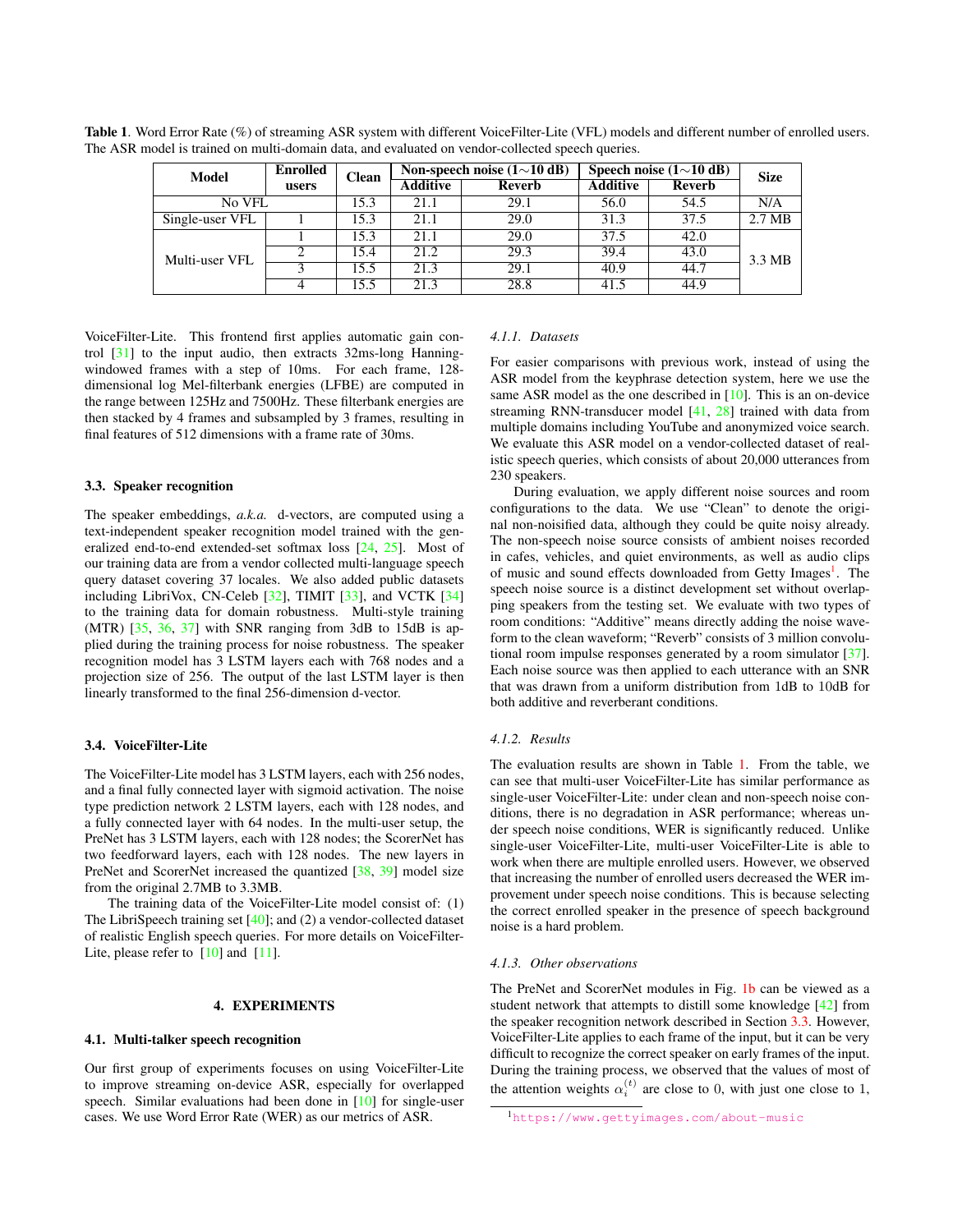**Table 1**. Word Error Rate (%) of streaming ASR system with different VoiceFilter-Lite (VFL) models and different number of enrolled users. The ASR model is trained on multi-domain data, and evaluated on vendor-collected speech queries.

| Model | Enrolled users | Clean | Non-speech noise (1∼10 dB) | | Speech noise (1∼10 dB) | | Size |
|---|---|---|---|---|---|---|---|
| | | | Additive | Reverb | Additive | Reverb | |
| No VFL | | 15.3 | 21.1 | 29.1 | 56.0 | 54.5 | N/A |
| Single-user VFL | 1 | 15.3 | 21.1 | 29.0 | 31.3 | 37.5 | 2.7 MB |
| Multi-user VFL | 1 | 15.3 | 21.1 | 29.0 | 37.5 | 42.0 | 3.3 MB |
| | 2 | 15.4 | 21.2 | 29.3 | 39.4 | 43.0 | |
| | 3 | 15.5 | 21.3 | 29.1 | 40.9 | 44.7 | |
| | 4 | 15.5 | 21.3 | 28.8 | 41.5 | 44.9 | |

VoiceFilter-Lite. This frontend first applies automatic gain control [31] to the input audio, then extracts 32ms-long Hanning-windowed frames with a step of 10ms. For each frame, 128-dimensional log Mel-filterbank energies (LFBE) are computed in the range between 125Hz and 7500Hz. These filterbank energies are then stacked by 4 frames and subsampled by 3 frames, resulting in final features of 512 dimensions with a frame rate of 30ms.

### 3.3. Speaker recognition

The speaker embeddings, *a.k.a.* d-vectors, are computed using a text-independent speaker recognition model trained with the generalized end-to-end extended-set softmax loss [24, 25]. Most of our training data are from a vendor collected multi-language speech query dataset covering 37 locales. We also added public datasets including LibriVox, CN-Celeb [32], TIMIT [33], and VCTK [34] to the training data for domain robustness. Multi-style training (MTR) [35, 36, 37] with SNR ranging from 3dB to 15dB is applied during the training process for noise robustness. The speaker recognition model has 3 LSTM layers each with 768 nodes and a projection size of 256. The output of the last LSTM layer is then linearly transformed to the final 256-dimension d-vector.

### 3.4. VoiceFilter-Lite

The VoiceFilter-Lite model has 3 LSTM layers, each with 256 nodes, and a final fully connected layer with sigmoid activation. The noise type prediction network 2 LSTM layers, each with 128 nodes, and a fully connected layer with 64 nodes. In the multi-user setup, the PreNet has 3 LSTM layers, each with 128 nodes; the ScorerNet has two feedforward layers, each with 128 nodes. The new layers in PreNet and ScorerNet increased the quantized [38, 39] model size from the original 2.7MB to 3.3MB.

The training data of the VoiceFilter-Lite model consist of: (1) The LibriSpeech training set [40]; and (2) a vendor-collected dataset of realistic English speech queries. For more details on VoiceFilter-Lite, please refer to [10] and [11].

## 4. EXPERIMENTS

### 4.1. Multi-talker speech recognition

Our first group of experiments focuses on using VoiceFilter-Lite to improve streaming on-device ASR, especially for overlapped speech. Similar evaluations had been done in [10] for single-user cases. We use Word Error Rate (WER) as our metrics of ASR.

#### *4.1.1. Datasets*

For easier comparisons with previous work, instead of using the ASR model from the keyphrase detection system, here we use the same ASR model as the one described in [10]. This is an on-device streaming RNN-transducer model [41, 28] trained with data from multiple domains including YouTube and anonymized voice search. We evaluate this ASR model on a vendor-collected dataset of realistic speech queries, which consists of about 20,000 utterances from 230 speakers.

During evaluation, we apply different noise sources and room configurations to the data. We use "Clean" to denote the original non-noisified data, although they could be quite noisy already. The non-speech noise source consists of ambient noises recorded in cafes, vehicles, and quiet environments, as well as audio clips of music and sound effects downloaded from Getty Images[1]. The speech noise source is a distinct development set without overlapping speakers from the testing set. We evaluate with two types of room conditions: "Additive" means directly adding the noise waveform to the clean waveform; "Reverb" consists of 3 million convolutional room impulse responses generated by a room simulator [37]. Each noise source was then applied to each utterance with an SNR that was drawn from a uniform distribution from 1dB to 10dB for both additive and reverberant conditions.

#### *4.1.2. Results*

The evaluation results are shown in Table 1. From the table, we can see that multi-user VoiceFilter-Lite has similar performance as single-user VoiceFilter-Lite: under clean and non-speech noise conditions, there is no degradation in ASR performance; whereas under speech noise conditions, WER is significantly reduced. Unlike single-user VoiceFilter-Lite, multi-user VoiceFilter-Lite is able to work when there are multiple enrolled users. However, we observed that increasing the number of enrolled users decreased the WER improvement under speech noise conditions. This is because selecting the correct enrolled speaker in the presence of speech background noise is a hard problem.

#### *4.1.3. Other observations*

The PreNet and ScorerNet modules in Fig. 1b can be viewed as a student network that attempts to distill some knowledge [42] from the speaker recognition network described in Section 3.3. However, VoiceFilter-Lite applies to each frame of the input, but it can be very difficult to recognize the correct speaker on early frames of the input. During the training process, we observed that the values of most of the attention weights $\alpha_i^{(t)}$ are close to 0, with just one close to 1,

[1] https://www.gettyimages.com/about-music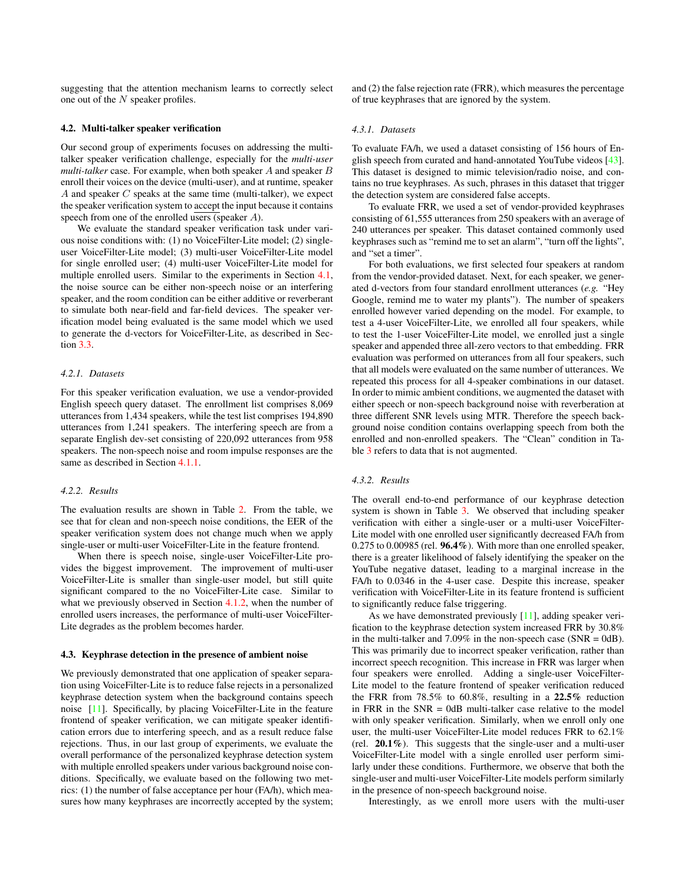suggesting that the attention mechanism learns to correctly select one out of the $N$ speaker profiles.

### 4.2. Multi-talker speaker verification

Our second group of experiments focuses on addressing the multi-talker speaker verification challenge, especially for the *multi-user multi-talker* case. For example, when both speaker $A$ and speaker $B$ enroll their voices on the device (multi-user), and at runtime, speaker $A$ and speaker $C$ speaks at the same time (multi-talker), we expect the speaker verification system to accept the input because it contains speech from one of the enrolled users (speaker $A$).

We evaluate the standard speaker verification task under various noise conditions with: (1) no VoiceFilter-Lite model; (2) single-user VoiceFilter-Lite model; (3) multi-user VoiceFilter-Lite model for single enrolled user; (4) multi-user VoiceFilter-Lite model for multiple enrolled users. Similar to the experiments in Section 4.1, the noise source can be either non-speech noise or an interfering speaker, and the room condition can be either additive or reverberant to simulate both near-field and far-field devices. The speaker verification model being evaluated is the same model which we used to generate the d-vectors for VoiceFilter-Lite, as described in Section 3.3.

#### 4.2.1. Datasets

For this speaker verification evaluation, we use a vendor-provided English speech query dataset. The enrollment list comprises 8,069 utterances from 1,434 speakers, while the test list comprises 194,890 utterances from 1,241 speakers. The interfering speech are from a separate English dev-set consisting of 220,092 utterances from 958 speakers. The non-speech noise and room impulse responses are the same as described in Section 4.1.1.

#### 4.2.2. Results

The evaluation results are shown in Table 2. From the table, we see that for clean and non-speech noise conditions, the EER of the speaker verification system does not change much when we apply single-user or multi-user VoiceFilter-Lite in the feature frontend.

When there is speech noise, single-user VoiceFilter-Lite provides the biggest improvement. The improvement of multi-user VoiceFilter-Lite is smaller than single-user model, but still quite significant compared to the no VoiceFilter-Lite case. Similar to what we previously observed in Section 4.1.2, when the number of enrolled users increases, the performance of multi-user VoiceFilter-Lite degrades as the problem becomes harder.

### 4.3. Keyphrase detection in the presence of ambient noise

We previously demonstrated that one application of speaker separation using VoiceFilter-Lite is to reduce false rejects in a personalized keyphrase detection system when the background contains speech noise [11]. Specifically, by placing VoiceFilter-Lite in the feature frontend of speaker verification, we can mitigate speaker identification errors due to interfering speech, and as a result reduce false rejections. Thus, in our last group of experiments, we evaluate the overall performance of the personalized keyphrase detection system with multiple enrolled speakers under various background noise conditions. Specifically, we evaluate based on the following two metrics: (1) the number of false acceptance per hour (FA/h), which measures how many keyphrases are incorrectly accepted by the system; and (2) the false rejection rate (FRR), which measures the percentage of true keyphrases that are ignored by the system.

#### 4.3.1. Datasets

To evaluate FA/h, we used a dataset consisting of 156 hours of English speech from curated and hand-annotated YouTube videos [43]. This dataset is designed to mimic television/radio noise, and contains no true keyphrases. As such, phrases in this dataset that trigger the detection system are considered false accepts.

To evaluate FRR, we used a set of vendor-provided keyphrases consisting of 61,555 utterances from 250 speakers with an average of 240 utterances per speaker. This dataset contained commonly used keyphrases such as "remind me to set an alarm", "turn off the lights", and "set a timer".

For both evaluations, we first selected four speakers at random from the vendor-provided dataset. Next, for each speaker, we generated d-vectors from four standard enrollment utterances (*e.g.* "Hey Google, remind me to water my plants"). The number of speakers enrolled however varied depending on the model. For example, to test a 4-user VoiceFilter-Lite, we enrolled all four speakers, while to test the 1-user VoiceFilter-Lite model, we enrolled just a single speaker and appended three all-zero vectors to that embedding. FRR evaluation was performed on utterances from all four speakers, such that all models were evaluated on the same number of utterances. We repeated this process for all 4-speaker combinations in our dataset. In order to mimic ambient conditions, we augmented the dataset with either speech or non-speech background noise with reverberation at three different SNR levels using MTR. Therefore the speech background noise condition contains overlapping speech from both the enrolled and non-enrolled speakers. The "Clean" condition in Table 3 refers to data that is not augmented.

#### 4.3.2. Results

The overall end-to-end performance of our keyphrase detection system is shown in Table 3. We observed that including speaker verification with either a single-user or a multi-user VoiceFilter-Lite model with one enrolled user significantly decreased FA/h from 0.275 to 0.00985 (rel. **96.4%**). With more than one enrolled speaker, there is a greater likelihood of falsely identifying the speaker on the YouTube negative dataset, leading to a marginal increase in the FA/h to 0.0346 in the 4-user case. Despite this increase, speaker verification with VoiceFilter-Lite in its feature frontend is sufficient to significantly reduce false triggering.

As we have demonstrated previously [11], adding speaker verification to the keyphrase detection system increased FRR by 30.8% in the multi-talker and 7.09% in the non-speech case (SNR = 0dB). This was primarily due to incorrect speaker verification, rather than incorrect speech recognition. This increase in FRR was larger when four speakers were enrolled. Adding a single-user VoiceFilter-Lite model to the feature frontend of speaker verification reduced the FRR from 78.5% to 60.8%, resulting in a **22.5%** reduction in FRR in the SNR = 0dB multi-talker case relative to the model with only speaker verification. Similarly, when we enroll only one user, the multi-user VoiceFilter-Lite model reduces FRR to 62.1% (rel. **20.1%**). This suggests that the single-user and a multi-user VoiceFilter-Lite model with a single enrolled user perform similarly under these conditions. Furthermore, we observe that both the single-user and multi-user VoiceFilter-Lite models perform similarly in the presence of non-speech background noise.

Interestingly, as we enroll more users with the multi-user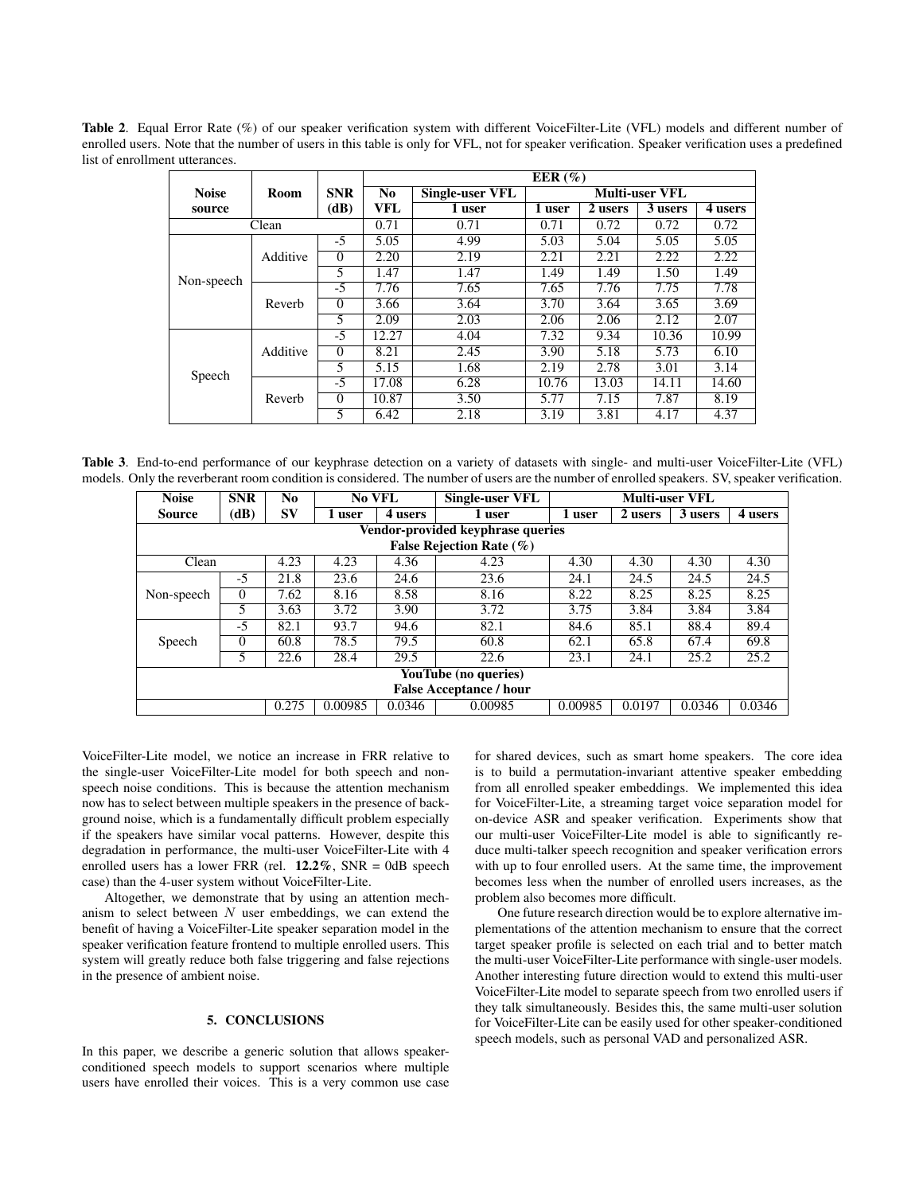**Table 2**. Equal Error Rate (%) of our speaker verification system with different VoiceFilter-Lite (VFL) models and different number of enrolled users. Note that the number of users in this table is only for VFL, not for speaker verification. Speaker verification uses a predefined list of enrollment utterances.

| Noise source | Room | SNR (dB) | EER (%) | | | | | |
|---|---|---|---|---|---|---|---|---|
| | | | No VFL | Single-user VFL | Multi-user VFL | | | |
| | | | | 1 user | 1 user | 2 users | 3 users | 4 users |
| Clean | | | 0.71 | 0.71 | 0.71 | 0.72 | 0.72 | 0.72 |
| Non-speech | Additive | -5 | 5.05 | 4.99 | 5.03 | 5.04 | 5.05 | 5.05 |
| | | 0 | 2.20 | 2.19 | 2.21 | 2.21 | 2.22 | 2.22 |
| | | 5 | 1.47 | 1.47 | 1.49 | 1.49 | 1.50 | 1.49 |
| | Reverb | -5 | 7.76 | 7.65 | 7.65 | 7.76 | 7.75 | 7.78 |
| | | 0 | 3.66 | 3.64 | 3.70 | 3.64 | 3.65 | 3.69 |
| | | 5 | 2.09 | 2.03 | 2.06 | 2.06 | 2.12 | 2.07 |
| Speech | Additive | -5 | 12.27 | 4.04 | 7.32 | 9.34 | 10.36 | 10.99 |
| | | 0 | 8.21 | 2.45 | 3.90 | 5.18 | 5.73 | 6.10 |
| | | 5 | 5.15 | 1.68 | 2.19 | 2.78 | 3.01 | 3.14 |
| | Reverb | -5 | 17.08 | 6.28 | 10.76 | 13.03 | 14.11 | 14.60 |
| | | 0 | 10.87 | 3.50 | 5.77 | 7.15 | 7.87 | 8.19 |
| | | 5 | 6.42 | 2.18 | 3.19 | 3.81 | 4.17 | 4.37 |

**Table 3**. End-to-end performance of our keyphrase detection on a variety of datasets with single- and multi-user VoiceFilter-Lite (VFL) models. Only the reverberant room condition is considered. The number of users are the number of enrolled speakers. SV, speaker verification.

| Noise Source | SNR (dB) | No SV | No VFL | | Single-user VFL | Multi-user VFL | | | |
|---|---|---|---|---|---|---|---|---|---|
| | | | 1 user | 4 users | 1 user | 1 user | 2 users | 3 users | 4 users |
| Vendor-provided keyphrase queries | | | | | | | | | |
| False Rejection Rate (%) | | | | | | | | | |
| Clean | | 4.23 | 4.23 | 4.36 | 4.23 | 4.30 | 4.30 | 4.30 | 4.30 |
| Non-speech | -5 | 21.8 | 23.6 | 24.6 | 23.6 | 24.1 | 24.5 | 24.5 | 24.5 |
| | 0 | 7.62 | 8.16 | 8.58 | 8.16 | 8.22 | 8.25 | 8.25 | 8.25 |
| | 5 | 3.63 | 3.72 | 3.90 | 3.72 | 3.75 | 3.84 | 3.84 | 3.84 |
| Speech | -5 | 82.1 | 93.7 | 94.6 | 82.1 | 84.6 | 85.1 | 88.4 | 89.4 |
| | 0 | 60.8 | 78.5 | 79.5 | 60.8 | 62.1 | 65.8 | 67.4 | 69.8 |
| | 5 | 22.6 | 28.4 | 29.5 | 22.6 | 23.1 | 24.1 | 25.2 | 25.2 |
| YouTube (no queries) | | | | | | | | | |
| False Acceptance / hour | | | | | | | | | |
| | | 0.275 | 0.00985 | 0.0346 | 0.00985 | 0.00985 | 0.0197 | 0.0346 | 0.0346 |

VoiceFilter-Lite model, we notice an increase in FRR relative to the single-user VoiceFilter-Lite model for both speech and non-speech noise conditions. This is because the attention mechanism now has to select between multiple speakers in the presence of background noise, which is a fundamentally difficult problem especially if the speakers have similar vocal patterns. However, despite this degradation in performance, the multi-user VoiceFilter-Lite with 4 enrolled users has a lower FRR (rel. **12.2%**, SNR = 0dB speech case) than the 4-user system without VoiceFilter-Lite.

Altogether, we demonstrate that by using an attention mechanism to select between $N$ user embeddings, we can extend the benefit of having a VoiceFilter-Lite speaker separation model in the speaker verification feature frontend to multiple enrolled users. This system will greatly reduce both false triggering and false rejections in the presence of ambient noise.

## 5. CONCLUSIONS

In this paper, we describe a generic solution that allows speaker-conditioned speech models to support scenarios where multiple users have enrolled their voices. This is a very common use case for shared devices, such as smart home speakers. The core idea is to build a permutation-invariant attentive speaker embedding from all enrolled speaker embeddings. We implemented this idea for VoiceFilter-Lite, a streaming target voice separation model for on-device ASR and speaker verification. Experiments show that our multi-user VoiceFilter-Lite model is able to significantly reduce multi-talker speech recognition and speaker verification errors with up to four enrolled users. At the same time, the improvement becomes less when the number of enrolled users increases, as the problem also becomes more difficult.

One future research direction would be to explore alternative implementations of the attention mechanism to ensure that the correct target speaker profile is selected on each trial and to better match the multi-user VoiceFilter-Lite performance with single-user models. Another interesting future direction would to extend this multi-user VoiceFilter-Lite model to separate speech from two enrolled users if they talk simultaneously. Besides this, the same multi-user solution for VoiceFilter-Lite can be easily used for other speaker-conditioned speech models, such as personal VAD and personalized ASR.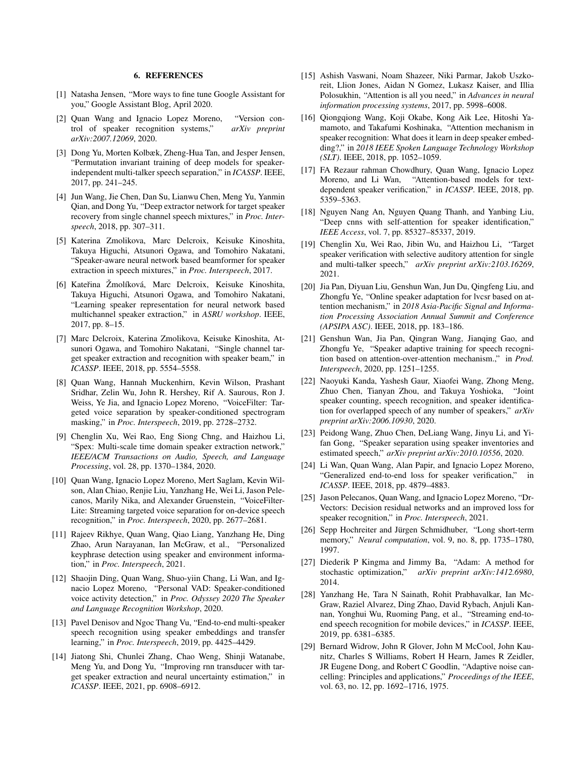## 6. REFERENCES

[1] Natasha Jensen, "More ways to fine tune Google Assistant for you," Google Assistant Blog, April 2020.

[2] Quan Wang and Ignacio Lopez Moreno, "Version control of speaker recognition systems," *arXiv preprint arXiv:2007.12069*, 2020.

[3] Dong Yu, Morten Kolbæk, Zheng-Hua Tan, and Jesper Jensen, "Permutation invariant training of deep models for speaker-independent multi-talker speech separation," in *ICASSP*. IEEE, 2017, pp. 241–245.

[4] Jun Wang, Jie Chen, Dan Su, Lianwu Chen, Meng Yu, Yanmin Qian, and Dong Yu, "Deep extractor network for target speaker recovery from single channel speech mixtures," in *Proc. Interspeech*, 2018, pp. 307–311.

[5] Katerina Zmolikova, Marc Delcroix, Keisuke Kinoshita, Takuya Higuchi, Atsunori Ogawa, and Tomohiro Nakatani, "Speaker-aware neural network based beamformer for speaker extraction in speech mixtures," in *Proc. Interspeech*, 2017.

[6] Kateřina Žmolíková, Marc Delcroix, Keisuke Kinoshita, Takuya Higuchi, Atsunori Ogawa, and Tomohiro Nakatani, "Learning speaker representation for neural network based multichannel speaker extraction," in *ASRU workshop*. IEEE, 2017, pp. 8–15.

[7] Marc Delcroix, Katerina Zmolikova, Keisuke Kinoshita, Atsunori Ogawa, and Tomohiro Nakatani, "Single channel target speaker extraction and recognition with speaker beam," in *ICASSP*. IEEE, 2018, pp. 5554–5558.

[8] Quan Wang, Hannah Muckenhirn, Kevin Wilson, Prashant Sridhar, Zelin Wu, John R. Hershey, Rif A. Saurous, Ron J. Weiss, Ye Jia, and Ignacio Lopez Moreno, "VoiceFilter: Targeted voice separation by speaker-conditioned spectrogram masking," in *Proc. Interspeech*, 2019, pp. 2728–2732.

[9] Chenglin Xu, Wei Rao, Eng Siong Chng, and Haizhou Li, "Spex: Multi-scale time domain speaker extraction network," *IEEE/ACM Transactions on Audio, Speech, and Language Processing*, vol. 28, pp. 1370–1384, 2020.

[10] Quan Wang, Ignacio Lopez Moreno, Mert Saglam, Kevin Wilson, Alan Chiao, Renjie Liu, Yanzhang He, Wei Li, Jason Pelecanos, Marily Nika, and Alexander Gruenstein, "VoiceFilter-Lite: Streaming targeted voice separation for on-device speech recognition," in *Proc. Interspeech*, 2020, pp. 2677–2681.

[11] Rajeev Rikhye, Quan Wang, Qiao Liang, Yanzhang He, Ding Zhao, Arun Narayanan, Ian McGraw, et al., "Personalized keyphrase detection using speaker and environment information," in *Proc. Interspeech*, 2021.

[12] Shaojin Ding, Quan Wang, Shuo-yiin Chang, Li Wan, and Ignacio Lopez Moreno, "Personal VAD: Speaker-conditioned voice activity detection," in *Proc. Odyssey 2020 The Speaker and Language Recognition Workshop*, 2020.

[13] Pavel Denisov and Ngoc Thang Vu, "End-to-end multi-speaker speech recognition using speaker embeddings and transfer learning," in *Proc. Interspeech*, 2019, pp. 4425–4429.

[14] Jiatong Shi, Chunlei Zhang, Chao Weng, Shinji Watanabe, Meng Yu, and Dong Yu, "Improving rnn transducer with target speaker extraction and neural uncertainty estimation," in *ICASSP*. IEEE, 2021, pp. 6908–6912.

[15] Ashish Vaswani, Noam Shazeer, Niki Parmar, Jakob Uszkoreit, Llion Jones, Aidan N Gomez, Lukasz Kaiser, and Illia Polosukhin, "Attention is all you need," in *Advances in neural information processing systems*, 2017, pp. 5998–6008.

[16] Qiongqiong Wang, Koji Okabe, Kong Aik Lee, Hitoshi Yamamoto, and Takafumi Koshinaka, "Attention mechanism in speaker recognition: What does it learn in deep speaker embedding?," in *2018 IEEE Spoken Language Technology Workshop (SLT)*. IEEE, 2018, pp. 1052–1059.

[17] FA Rezaur rahman Chowdhury, Quan Wang, Ignacio Lopez Moreno, and Li Wan, "Attention-based models for text-dependent speaker verification," in *ICASSP*. IEEE, 2018, pp. 5359–5363.

[18] Nguyen Nang An, Nguyen Quang Thanh, and Yanbing Liu, "Deep cnns with self-attention for speaker identification," *IEEE Access*, vol. 7, pp. 85327–85337, 2019.

[19] Chenglin Xu, Wei Rao, Jibin Wu, and Haizhou Li, "Target speaker verification with selective auditory attention for single and multi-talker speech," *arXiv preprint arXiv:2103.16269*, 2021.

[20] Jia Pan, Diyuan Liu, Genshun Wan, Jun Du, Qingfeng Liu, and Zhongfu Ye, "Online speaker adaptation for lvcsr based on attention mechanism," in *2018 Asia-Pacific Signal and Information Processing Association Annual Summit and Conference (APSIPA ASC)*. IEEE, 2018, pp. 183–186.

[21] Genshun Wan, Jia Pan, Qingran Wang, Jianqing Gao, and Zhongfu Ye, "Speaker adaptive training for speech recognition based on attention-over-attention mechanism.," in *Prod. Interspeech*, 2020, pp. 1251–1255.

[22] Naoyuki Kanda, Yashesh Gaur, Xiaofei Wang, Zhong Meng, Zhuo Chen, Tianyan Zhou, and Takuya Yoshioka, "Joint speaker counting, speech recognition, and speaker identification for overlapped speech of any number of speakers," *arXiv preprint arXiv:2006.10930*, 2020.

[23] Peidong Wang, Zhuo Chen, DeLiang Wang, Jinyu Li, and Yifan Gong, "Speaker separation using speaker inventories and estimated speech," *arXiv preprint arXiv:2010.10556*, 2020.

[24] Li Wan, Quan Wang, Alan Papir, and Ignacio Lopez Moreno, "Generalized end-to-end loss for speaker verification," in *ICASSP*. IEEE, 2018, pp. 4879–4883.

[25] Jason Pelecanos, Quan Wang, and Ignacio Lopez Moreno, "Dr-Vectors: Decision residual networks and an improved loss for speaker recognition," in *Proc. Interspeech*, 2021.

[26] Sepp Hochreiter and Jürgen Schmidhuber, "Long short-term memory," *Neural computation*, vol. 9, no. 8, pp. 1735–1780, 1997.

[27] Diederik P Kingma and Jimmy Ba, "Adam: A method for stochastic optimization," *arXiv preprint arXiv:1412.6980*, 2014.

[28] Yanzhang He, Tara N Sainath, Rohit Prabhavalkar, Ian McGraw, Raziel Alvarez, Ding Zhao, David Rybach, Anjuli Kannan, Yonghui Wu, Ruoming Pang, et al., "Streaming end-to-end speech recognition for mobile devices," in *ICASSP*. IEEE, 2019, pp. 6381–6385.

[29] Bernard Widrow, John R Glover, John M McCool, John Kaunitz, Charles S Williams, Robert H Hearn, James R Zeidler, JR Eugene Dong, and Robert C Goodlin, "Adaptive noise cancelling: Principles and applications," *Proceedings of the IEEE*, vol. 63, no. 12, pp. 1692–1716, 1975.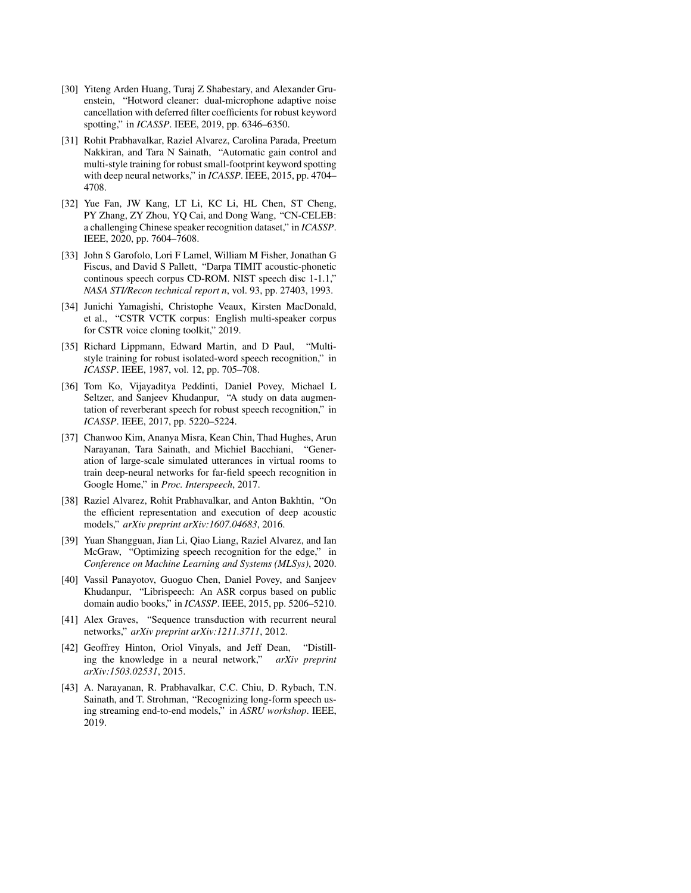[30] Yiteng Arden Huang, Turaj Z Shabestary, and Alexander Gruenstein, "Hotword cleaner: dual-microphone adaptive noise cancellation with deferred filter coefficients for robust keyword spotting," in *ICASSP*. IEEE, 2019, pp. 6346–6350.

[31] Rohit Prabhavalkar, Raziel Alvarez, Carolina Parada, Preetum Nakkiran, and Tara N Sainath, "Automatic gain control and multi-style training for robust small-footprint keyword spotting with deep neural networks," in *ICASSP*. IEEE, 2015, pp. 4704–4708.

[32] Yue Fan, JW Kang, LT Li, KC Li, HL Chen, ST Cheng, PY Zhang, ZY Zhou, YQ Cai, and Dong Wang, "CN-CELEB: a challenging Chinese speaker recognition dataset," in *ICASSP*. IEEE, 2020, pp. 7604–7608.

[33] John S Garofolo, Lori F Lamel, William M Fisher, Jonathan G Fiscus, and David S Pallett, "Darpa TIMIT acoustic-phonetic continous speech corpus CD-ROM. NIST speech disc 1-1.1," *NASA STI/Recon technical report n*, vol. 93, pp. 27403, 1993.

[34] Junichi Yamagishi, Christophe Veaux, Kirsten MacDonald, et al., "CSTR VCTK corpus: English multi-speaker corpus for CSTR voice cloning toolkit," 2019.

[35] Richard Lippmann, Edward Martin, and D Paul, "Multi-style training for robust isolated-word speech recognition," in *ICASSP*. IEEE, 1987, vol. 12, pp. 705–708.

[36] Tom Ko, Vijayaditya Peddinti, Daniel Povey, Michael L Seltzer, and Sanjeev Khudanpur, "A study on data augmentation of reverberant speech for robust speech recognition," in *ICASSP*. IEEE, 2017, pp. 5220–5224.

[37] Chanwoo Kim, Ananya Misra, Kean Chin, Thad Hughes, Arun Narayanan, Tara Sainath, and Michiel Bacchiani, "Generation of large-scale simulated utterances in virtual rooms to train deep-neural networks for far-field speech recognition in Google Home," in *Proc. Interspeech*, 2017.

[38] Raziel Alvarez, Rohit Prabhavalkar, and Anton Bakhtin, "On the efficient representation and execution of deep acoustic models," *arXiv preprint arXiv:1607.04683*, 2016.

[39] Yuan Shangguan, Jian Li, Qiao Liang, Raziel Alvarez, and Ian McGraw, "Optimizing speech recognition for the edge," in *Conference on Machine Learning and Systems (MLSys)*, 2020.

[40] Vassil Panayotov, Guoguo Chen, Daniel Povey, and Sanjeev Khudanpur, "Librispeech: An ASR corpus based on public domain audio books," in *ICASSP*. IEEE, 2015, pp. 5206–5210.

[41] Alex Graves, "Sequence transduction with recurrent neural networks," *arXiv preprint arXiv:1211.3711*, 2012.

[42] Geoffrey Hinton, Oriol Vinyals, and Jeff Dean, "Distilling the knowledge in a neural network," *arXiv preprint arXiv:1503.02531*, 2015.

[43] A. Narayanan, R. Prabhavalkar, C.C. Chiu, D. Rybach, T.N. Sainath, and T. Strohman, "Recognizing long-form speech using streaming end-to-end models," in *ASRU workshop*. IEEE, 2019.